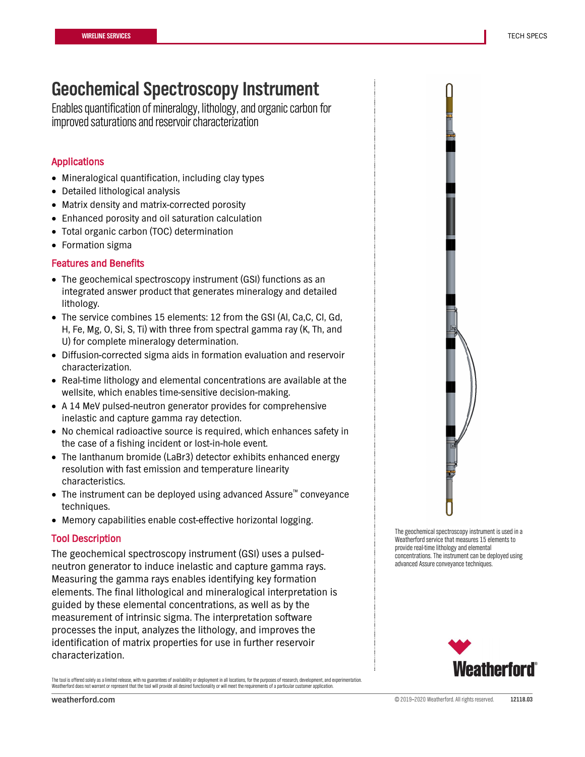# Geochemical Spectroscopy Instrument

Enables quantification of mineralogy, lithology, and organic carbon for improved saturations and reservoir characterization

## Applications

- Mineralogical quantification, including clay types
- Detailed lithological analysis
- Matrix density and matrix-corrected porosity
- Enhanced porosity and oil saturation calculation
- Total organic carbon (TOC) determination
- Formation sigma

## Features and Benefits

- The geochemical spectroscopy instrument (GSI) functions as an integrated answer product that generates mineralogy and detailed lithology.
- The service combines 15 elements: 12 from the GSI (Al, Ca,C, Cl, Gd, H, Fe, Mg, O, Si, S, Ti) with three from spectral gamma ray (K, Th, and U) for complete mineralogy determination.
- Diffusion-corrected sigma aids in formation evaluation and reservoir characterization.
- Real-time lithology and elemental concentrations are available at the wellsite, which enables time-sensitive decision-making.
- A 14 MeV pulsed-neutron generator provides for comprehensive inelastic and capture gamma ray detection.
- No chemical radioactive source is required, which enhances safety in the case of a fishing incident or lost-in-hole event.
- The lanthanum bromide (LaBr3) detector exhibits enhanced energy resolution with fast emission and temperature linearity characteristics.
- The instrument can be deployed using advanced Assure™ conveyance techniques.
- Memory capabilities enable cost-effective horizontal logging.

## Tool Description

The geochemical spectroscopy instrument (GSI) uses a pulsed-neutron generator to induce inelastic and capture gamma rays. Measuring the gamma rays enables identifying key formation elements. The final lithological and mineralogical interpretation is guided by these elemental concentrations, as well as by the measurement of intrinsic sigma. The interpretation software processes the input, analyzes the lithology, and improves the identification of matrix properties for use in further reservoir characterization.

The geochemical spectroscopy instrument is used in a Weatherford service that measures 15 elements to provide real-time lithology and elemental concentrations. The instrument can be deployed using advanced Assure conveyance techniques.

The tool is offered solely as a limited release, with no guarantees of availability or deployment in all locations, for the purposes of research, development, and experimentation. Weatherford does not warrant or represent that the tool will provide all desired functionality or will meet the requirements of a particular customer application.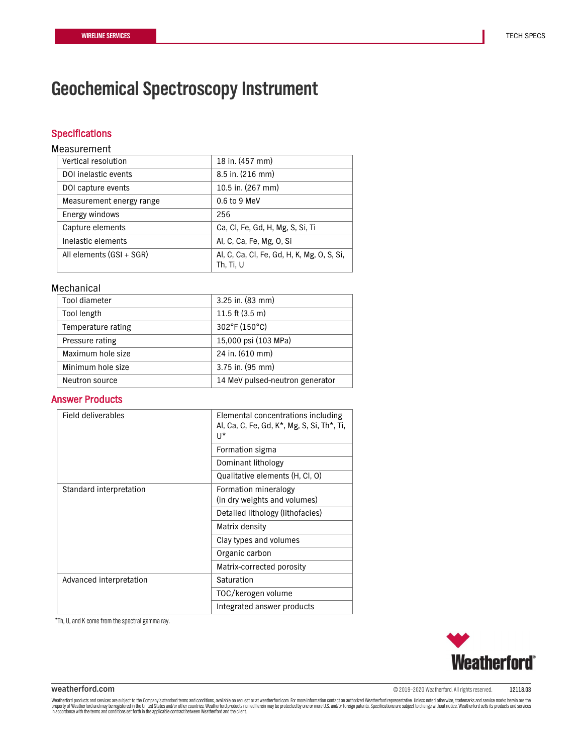# Geochemical Spectroscopy Instrument

## Specifications

### Measurement

| | |
|---|---|
| Vertical resolution | 18 in. (457 mm) |
| DOI inelastic events | 8.5 in. (216 mm) |
| DOI capture events | 10.5 in. (267 mm) |
| Measurement energy range | 0.6 to 9 MeV |
| Energy windows | 256 |
| Capture elements | Ca, Cl, Fe, Gd, H, Mg, S, Si, Ti |
| Inelastic elements | Al, C, Ca, Fe, Mg, O, Si |
| All elements (GSI + SGR) | Al, C, Ca, Cl, Fe, Gd, H, K, Mg, O, S, Si, Th, Ti, U |

### Mechanical

| | |
|---|---|
| Tool diameter | 3.25 in. (83 mm) |
| Tool length | 11.5 ft (3.5 m) |
| Temperature rating | 302°F (150°C) |
| Pressure rating | 15,000 psi (103 MPa) |
| Maximum hole size | 24 in. (610 mm) |
| Minimum hole size | 3.75 in. (95 mm) |
| Neutron source | 14 MeV pulsed-neutron generator |

## Answer Products

| | |
|---|---|
| Field deliverables | Elemental concentrations including Al, Ca, C, Fe, Gd, K*, Mg, S, Si, Th*, Ti, U* |
| | Formation sigma |
| | Dominant lithology |
| | Qualitative elements (H, Cl, O) |
| Standard interpretation | Formation mineralogy (in dry weights and volumes) |
| | Detailed lithology (lithofacies) |
| | Matrix density |
| | Clay types and volumes |
| | Organic carbon |
| | Matrix-corrected porosity |
| Advanced interpretation | Saturation |
| | TOC/kerogen volume |
| | Integrated answer products |

*Th, U, and K come from the spectral gamma ray.

weatherford.com

© 2019–2020 Weatherford. All rights reserved. 12118.03

Weatherford products and services are subject to the Company's standard terms and conditions, available on request or at weatherford.com. For more information contact an authorized Weatherford representative. Unless noted otherwise, trademarks and service marks herein are the property of Weatherford and may be registered in the United States and/or other countries. Weatherford products named herein may be protected by one or more U.S. and/or foreign patents. Specifications are subject to change without notice. Weatherford sells its products and services in accordance with the terms and conditions set forth in the applicable contract between Weatherford and the client.